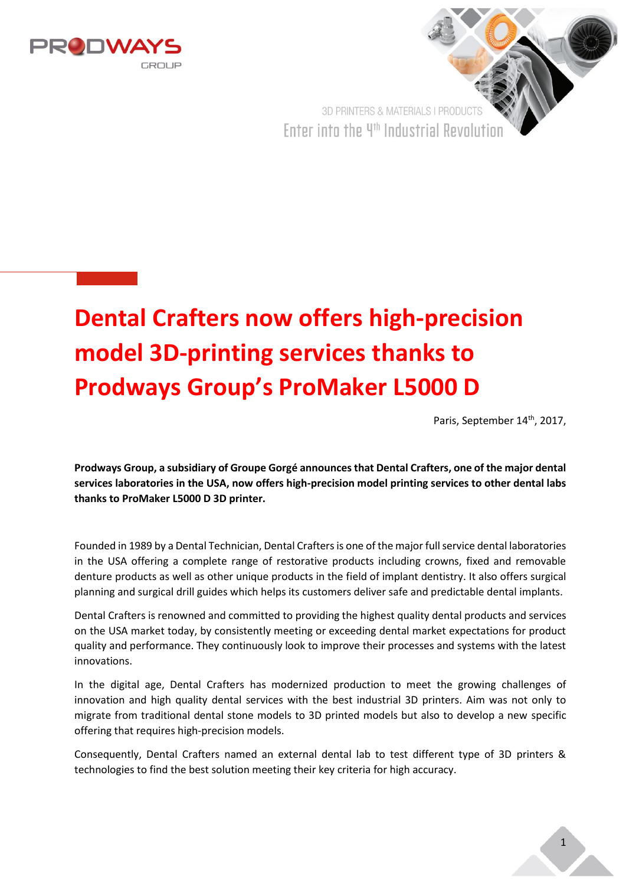# Dental Crafters now offers high-precision model 3D-printing services thanks to Prodways Group's ProMaker L5000 D

Paris, September 14th, 2017,

**Prodways Group, a subsidiary of Groupe Gorgé announces that Dental Crafters, one of the major dental services laboratories in the USA, now offers high-precision model printing services to other dental labs thanks to ProMaker L5000 D 3D printer.**

Founded in 1989 by a Dental Technician, Dental Crafters is one of the major full service dental laboratories in the USA offering a complete range of restorative products including crowns, fixed and removable denture products as well as other unique products in the field of implant dentistry. It also offers surgical planning and surgical drill guides which helps its customers deliver safe and predictable dental implants.

Dental Crafters is renowned and committed to providing the highest quality dental products and services on the USA market today, by consistently meeting or exceeding dental market expectations for product quality and performance. They continuously look to improve their processes and systems with the latest innovations.

In the digital age, Dental Crafters has modernized production to meet the growing challenges of innovation and high quality dental services with the best industrial 3D printers. Aim was not only to migrate from traditional dental stone models to 3D printed models but also to develop a new specific offering that requires high-precision models.

Consequently, Dental Crafters named an external dental lab to test different type of 3D printers & technologies to find the best solution meeting their key criteria for high accuracy.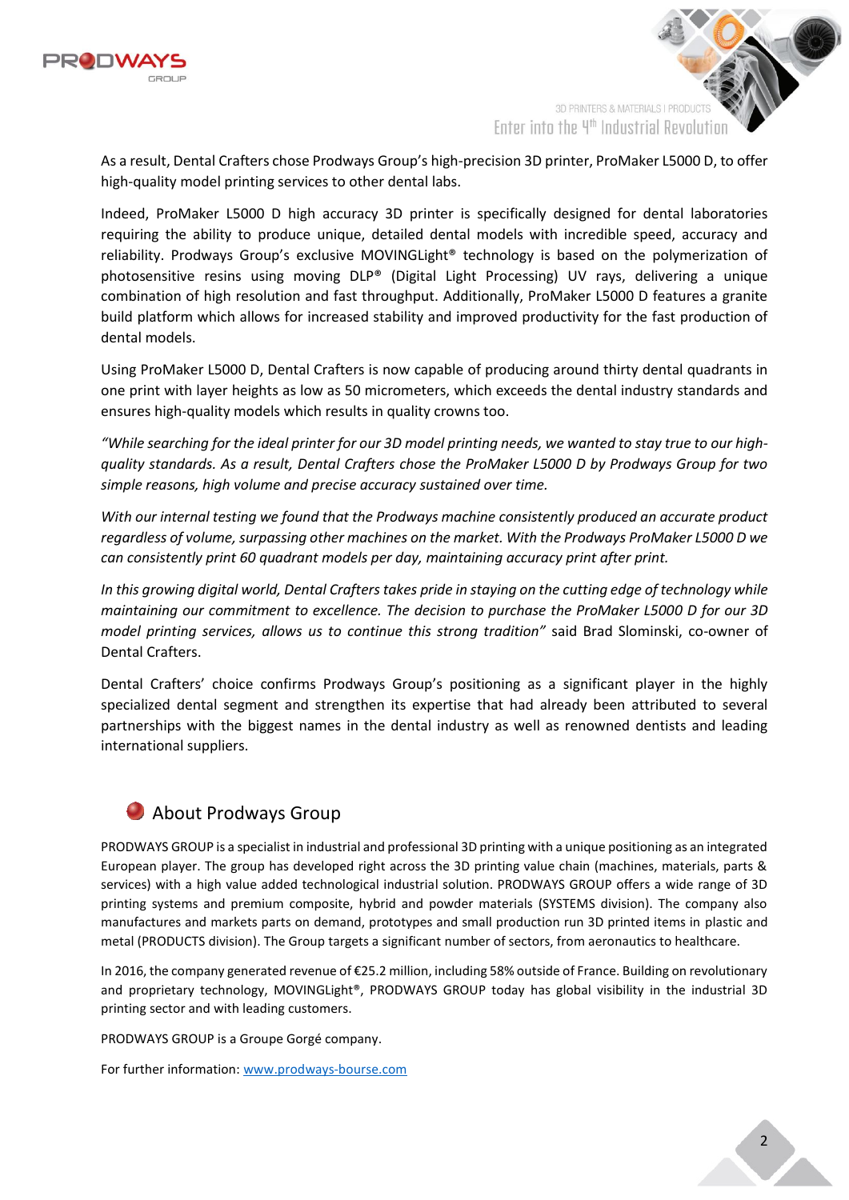As a result, Dental Crafters chose Prodways Group's high-precision 3D printer, ProMaker L5000 D, to offer high-quality model printing services to other dental labs.

Indeed, ProMaker L5000 D high accuracy 3D printer is specifically designed for dental laboratories requiring the ability to produce unique, detailed dental models with incredible speed, accuracy and reliability. Prodways Group's exclusive MOVINGLight® technology is based on the polymerization of photosensitive resins using moving DLP® (Digital Light Processing) UV rays, delivering a unique combination of high resolution and fast throughput. Additionally, ProMaker L5000 D features a granite build platform which allows for increased stability and improved productivity for the fast production of dental models.

Using ProMaker L5000 D, Dental Crafters is now capable of producing around thirty dental quadrants in one print with layer heights as low as 50 micrometers, which exceeds the dental industry standards and ensures high-quality models which results in quality crowns too.

*"While searching for the ideal printer for our 3D model printing needs, we wanted to stay true to our high-quality standards. As a result, Dental Crafters chose the ProMaker L5000 D by Prodways Group for two simple reasons, high volume and precise accuracy sustained over time.*

*With our internal testing we found that the Prodways machine consistently produced an accurate product regardless of volume, surpassing other machines on the market. With the Prodways ProMaker L5000 D we can consistently print 60 quadrant models per day, maintaining accuracy print after print.*

*In this growing digital world, Dental Crafters takes pride in staying on the cutting edge of technology while maintaining our commitment to excellence. The decision to purchase the ProMaker L5000 D for our 3D model printing services, allows us to continue this strong tradition"* said Brad Slominski, co-owner of Dental Crafters.

Dental Crafters' choice confirms Prodways Group's positioning as a significant player in the highly specialized dental segment and strengthen its expertise that had already been attributed to several partnerships with the biggest names in the dental industry as well as renowned dentists and leading international suppliers.

## About Prodways Group

PRODWAYS GROUP is a specialist in industrial and professional 3D printing with a unique positioning as an integrated European player. The group has developed right across the 3D printing value chain (machines, materials, parts & services) with a high value added technological industrial solution. PRODWAYS GROUP offers a wide range of 3D printing systems and premium composite, hybrid and powder materials (SYSTEMS division). The company also manufactures and markets parts on demand, prototypes and small production run 3D printed items in plastic and metal (PRODUCTS division). The Group targets a significant number of sectors, from aeronautics to healthcare.

In 2016, the company generated revenue of €25.2 million, including 58% outside of France. Building on revolutionary and proprietary technology, MOVINGLight®, PRODWAYS GROUP today has global visibility in the industrial 3D printing sector and with leading customers.

PRODWAYS GROUP is a Groupe Gorgé company.

For further information: [www.prodways-bourse.com](http://www.prodways-bourse.com)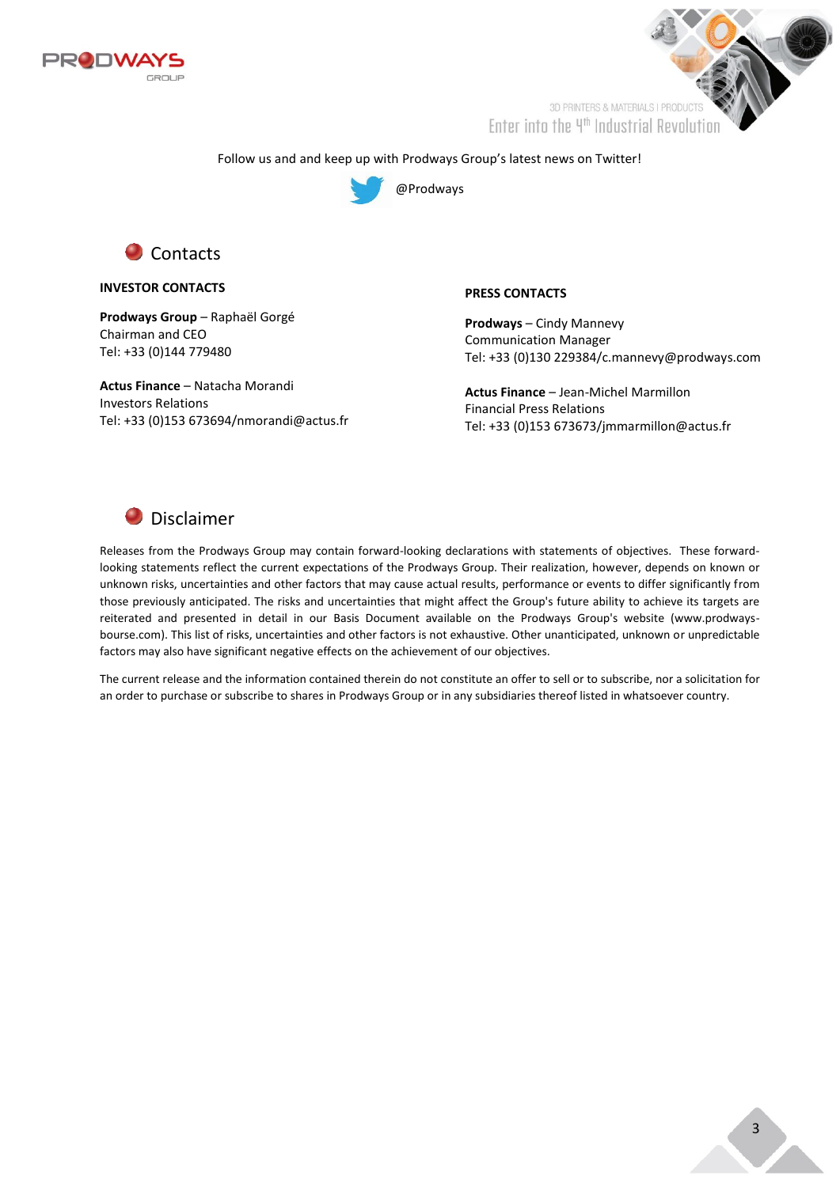Follow us and and keep up with Prodways Group's latest news on Twitter!

@Prodways

## Contacts

**INVESTOR CONTACTS**

**Prodways Group** – Raphaël Gorgé
Chairman and CEO
Tel: +33 (0)144 779480

**Actus Finance** – Natacha Morandi
Investors Relations
Tel: +33 (0)153 673694/nmorandi@actus.fr

**PRESS CONTACTS**

**Prodways** – Cindy Mannevy
Communication Manager
Tel: +33 (0)130 229384/c.mannevy@prodways.com

**Actus Finance** – Jean-Michel Marmillon
Financial Press Relations
Tel: +33 (0)153 673673/jmmarmillon@actus.fr

## Disclaimer

Releases from the Prodways Group may contain forward-looking declarations with statements of objectives. These forward-looking statements reflect the current expectations of the Prodways Group. Their realization, however, depends on known or unknown risks, uncertainties and other factors that may cause actual results, performance or events to differ significantly from those previously anticipated. The risks and uncertainties that might affect the Group's future ability to achieve its targets are reiterated and presented in detail in our Basis Document available on the Prodways Group's website (www.prodways-bourse.com). This list of risks, uncertainties and other factors is not exhaustive. Other unanticipated, unknown or unpredictable factors may also have significant negative effects on the achievement of our objectives.

The current release and the information contained therein do not constitute an offer to sell or to subscribe, nor a solicitation for an order to purchase or subscribe to shares in Prodways Group or in any subsidiaries thereof listed in whatsoever country.